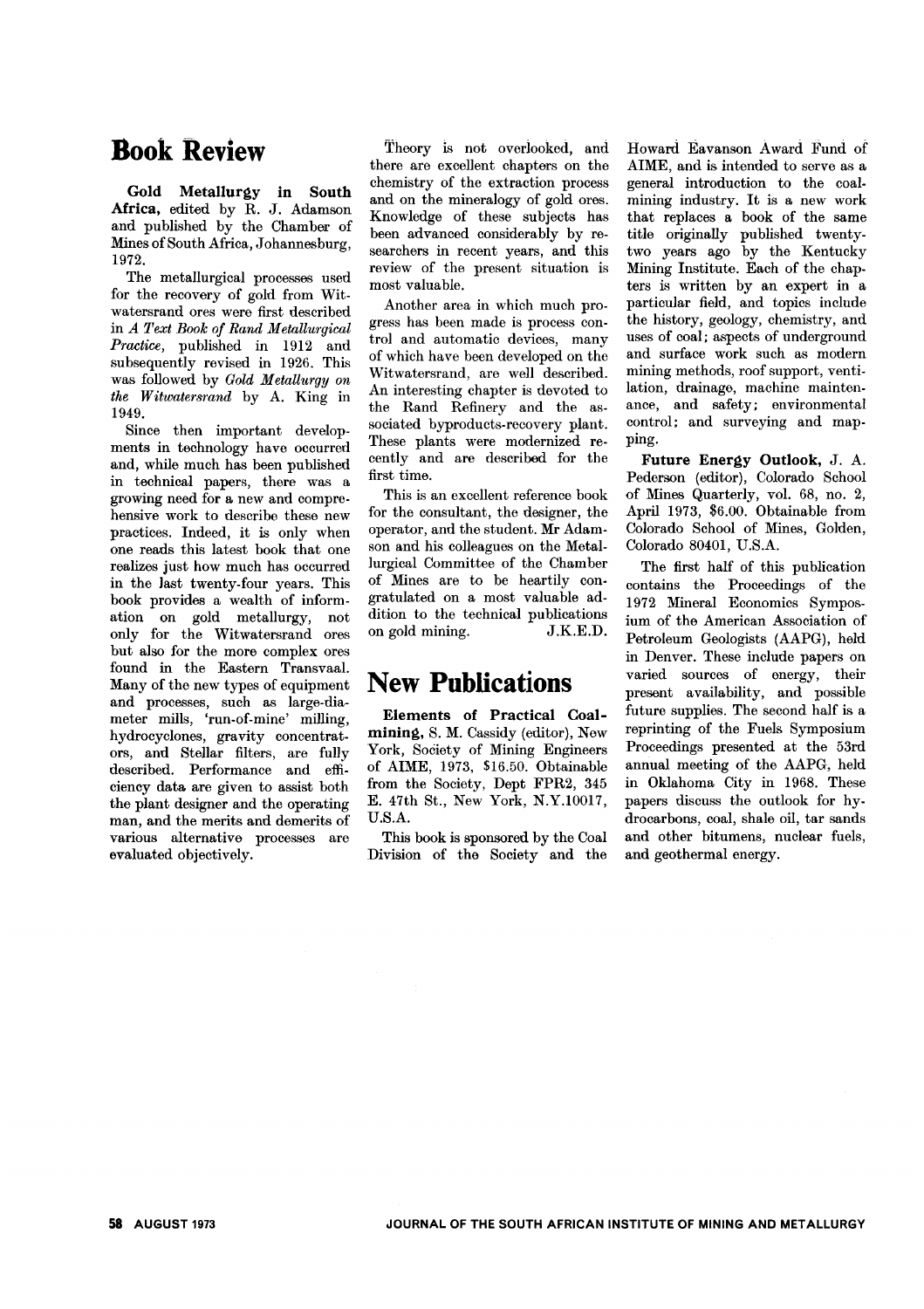# Book Review

**Gold Metallurgy in South Africa,** edited by R. J. Adamson and published by the Chamber of Mines of South Africa, Johannesburg, 1972.

The metallurgical processes used for the recovery of gold from Witwatersrand ores were first described in *A Text Book of Rand Metallurgical Practice,* published in 1912 and subsequently revised in 1926. This was followed by *Gold Metallurgy on the Witwatersrand* by A. King in 1949.

Since then important developments in technology have occurred and, while much has been published in technical papers, there was a growing need for a new and comprehensive work to describe these new practices. Indeed, it is only when one reads this latest book that one realizes just how much has occurred in the last twenty-four years. This book provides a wealth of information on gold metallurgy, not only for the Witwatersrand ores but also for the more complex ores found in the Eastern Transvaal. Many of the new types of equipment and processes, such as large-diameter mills, 'run-of-mine' milling, hydrocyclones, gravity concentrators, and Stellar filters, are fully described. Performance and efficiency data are given to assist both the plant designer and the operating man, and the merits and demerits of various alternative processes are evaluated objectively.

Theory is not overlooked, and there are excellent chapters on the chemistry of the extraction process and on the mineralogy of gold ores. Knowledge of these subjects has been advanced considerably by researchers in recent years, and this review of the present situation is most valuable.

Another area in which much progress has been made is process control and automatic devices, many of which have been developed on the Witwatersrand, are well described. An interesting chapter is devoted to the Rand Refinery and the associated byproducts-recovery plant. These plants were modernized recently and are described for the first time.

This is an excellent reference book for the consultant, the designer, the operator, and the student. Mr Adamson and his colleagues on the Metallurgical Committee of the Chamber of Mines are to be heartily congratulated on a most valuable addition to the technical publications on gold mining.

J.K.E.D.

# New Publications

**Elements of Practical Coalmining,** S. M. Cassidy (editor), New York, Society of Mining Engineers of AIME, 1973, $16.50. Obtainable from the Society, Dept FPR2, 345 E. 47th St., New York, N.Y.10017, U.S.A.

This book is sponsored by the Coal Division of the Society and the Howard Eavanson Award Fund of AIME, and is intended to serve as a general introduction to the coal-mining industry. It is a new work that replaces a book of the same title originally published twenty-two years ago by the Kentucky Mining Institute. Each of the chapters is written by an expert in a particular field, and topics include the history, geology, chemistry, and uses of coal; aspects of underground and surface work such as modern mining methods, roof support, ventilation, drainage, machine maintenance, and safety; environmental control; and surveying and mapping.

**Future Energy Outlook,** J. A. Pederson (editor), Colorado School of Mines Quarterly, vol. 68, no. 2, April 1973, $6.00. Obtainable from Colorado School of Mines, Golden, Colorado 80401, U.S.A.

The first half of this publication contains the Proceedings of the 1972 Mineral Economics Symposium of the American Association of Petroleum Geologists (AAPG), held in Denver. These include papers on varied sources of energy, their present availability, and possible future supplies. The second half is a reprinting of the Fuels Symposium Proceedings presented at the 53rd annual meeting of the AAPG, held in Oklahoma City in 1968. These papers discuss the outlook for hydrocarbons, coal, shale oil, tar sands and other bitumens, nuclear fuels, and geothermal energy.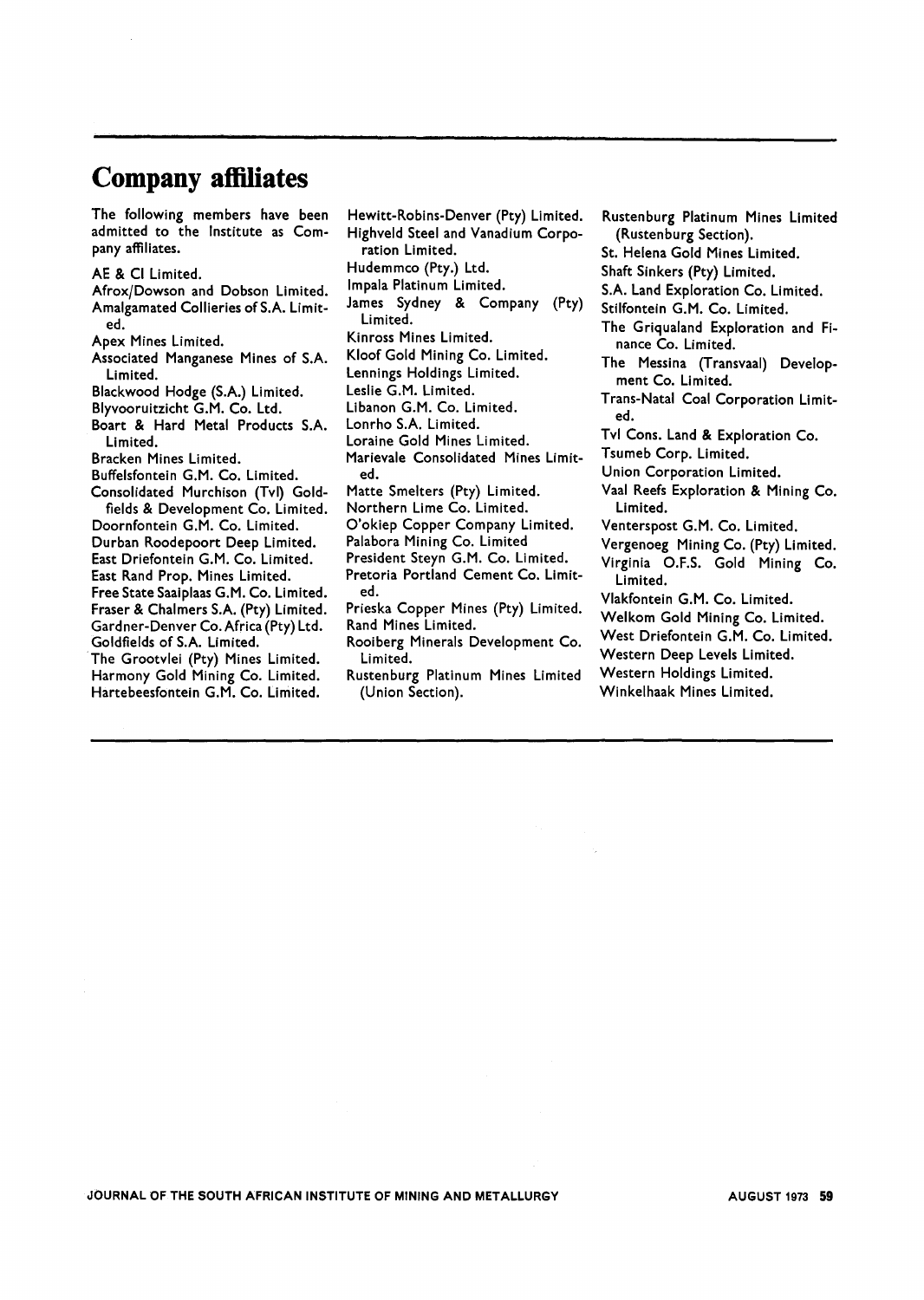## Company affiliates

The following members have been admitted to the Institute as Company affiliates.

AE & CI Limited.
Afrox/Dowson and Dobson Limited.
Amalgamated Collieries of S.A. Limited.
Apex Mines Limited.
Associated Manganese Mines of S.A. Limited.
Blackwood Hodge (S.A.) Limited.
Blyvooruitzicht G.M. Co. Ltd.
Boart & Hard Metal Products S.A. Limited.
Bracken Mines Limited.
Buffelsfontein G.M. Co. Limited.
Consolidated Murchison (Tvl) Goldfields & Development Co. Limited.
Doornfontein G.M. Co. Limited.
Durban Roodepoort Deep Limited.
East Driefontein G.M. Co. Limited.
East Rand Prop. Mines Limited.
Free State Saaiplaas G.M. Co. Limited.
Fraser & Chalmers S.A. (Pty) Limited.
Gardner-Denver Co. Africa (Pty) Ltd.
Goldfields of S.A. Limited.
The Grootvlei (Pty) Mines Limited.
Harmony Gold Mining Co. Limited.
Hartebeesfontein G.M. Co. Limited.
Hewitt-Robins-Denver (Pty) Limited.
Highveld Steel and Vanadium Corporation Limited.
Hudemmco (Pty.) Ltd.
Impala Platinum Limited.
James Sydney & Company (Pty) Limited.
Kinross Mines Limited.
Kloof Gold Mining Co. Limited.
Lennings Holdings Limited.
Leslie G.M. Limited.
Libanon G.M. Co. Limited.
Lonrho S.A. Limited.
Loraine Gold Mines Limited.
Marievale Consolidated Mines Limited.
Matte Smelters (Pty) Limited.
Northern Lime Co. Limited.
O'okiep Copper Company Limited.
Palabora Mining Co. Limited
President Steyn G.M. Co. Limited.
Pretoria Portland Cement Co. Limited.
Prieska Copper Mines (Pty) Limited.
Rand Mines Limited.
Rooiberg Minerals Development Co. Limited.
Rustenburg Platinum Mines Limited (Union Section).
Rustenburg Platinum Mines Limited (Rustenburg Section).
St. Helena Gold Mines Limited.
Shaft Sinkers (Pty) Limited.
S.A. Land Exploration Co. Limited.
Stilfontein G.M. Co. Limited.
The Griqualand Exploration and Finance Co. Limited.
The Messina (Transvaal) Development Co. Limited.
Trans-Natal Coal Corporation Limited.
Tvl Cons. Land & Exploration Co.
Tsumeb Corp. Limited.
Union Corporation Limited.
Vaal Reefs Exploration & Mining Co. Limited.
Venterspost G.M. Co. Limited.
Vergenoeg Mining Co. (Pty) Limited.
Virginia O.F.S. Gold Mining Co. Limited.
Vlakfontein G.M. Co. Limited.
Welkom Gold Mining Co. Limited.
West Driefontein G.M. Co. Limited.
Western Deep Levels Limited.
Western Holdings Limited.
Winkelhaak Mines Limited.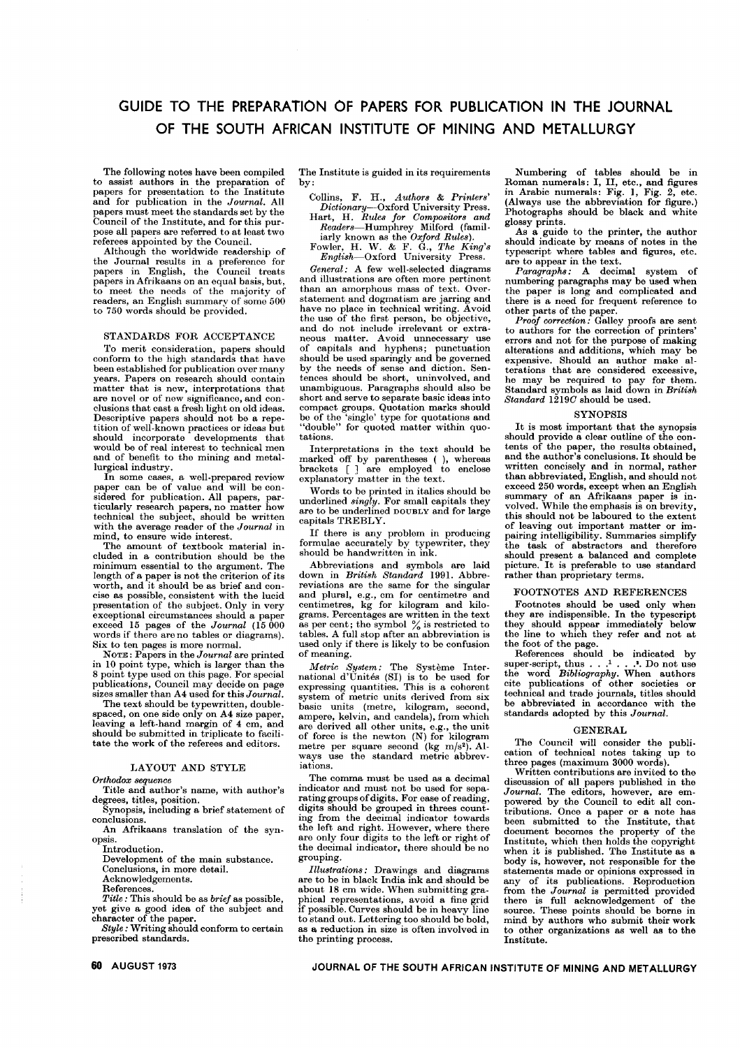# GUIDE TO THE PREPARATION OF PAPERS FOR PUBLICATION IN THE JOURNAL OF THE SOUTH AFRICAN INSTITUTE OF MINING AND METALLURGY

The following notes have been compiled to assist authors in the preparation of papers for presentation to the Institute and for publication in the *Journal*. All papers must meet the standards set by the Council of the Institute, and for this purpose all papers are referred to at least two referees appointed by the Council.

Although the worldwide readership of the Journal results in a preference for papers in English, the Council treats papers in Afrikaans on an equal basis, but, to meet the needs of the majority of readers, an English summary of some 500 to 750 words should be provided.

## STANDARDS FOR ACCEPTANCE

To merit consideration, papers should conform to the high standards that have been established for publication over many years. Papers on research should contain matter that is new, interpretations that are novel or of new significance, and conclusions that cast a fresh light on old ideas. Descriptive papers should not be a repetition of well-known practices or ideas but should incorporate developments that would be of real interest to technical men and of benefit to the mining and metallurgical industry.

In some cases, a well-prepared review paper can be of value and will be considered for publication. All papers, particularly research papers, no matter how technical the subject, should be written with the average reader of the *Journal* in mind, to ensure wide interest.

The amount of textbook material included in a contribution should be the minimum essential to the argument. The length of a paper is not the criterion of its worth, and it should be as brief and concise as possible, consistent with the lucid presentation of the subject. Only in very exceptional circumstances should a paper exceed 15 pages of the *Journal* (15 000 words if there are no tables or diagrams). Six to ten pages is more normal.

NOTE: Papers in the *Journal* are printed in 10 point type, which is larger than the 8 point type used on this page. For special publications, Council may decide on page sizes smaller than A4 used for this *Journal*.

The text should be typewritten, double-spaced, on one side only on A4 size paper, leaving a left-hand margin of 4 cm, and should be submitted in triplicate to facilitate the work of the referees and editors.

## LAYOUT AND STYLE

*Orthodox sequence*

Title and author's name, with author's degrees, titles, position.

Synopsis, including a brief statement of conclusions.

An Afrikaans translation of the synopsis.

Introduction.

Development of the main substance.

Conclusions, in more detail.

Acknowledgements.

References.

*Title:* This should be as *brief* as possible, yet give a good idea of the subject and character of the paper.

*Style:* Writing should conform to certain prescribed standards.

The Institute is guided in its requirements by:

Collins, F. H., *Authors & Printers' Dictionary*—Oxford University Press.
Hart, H. *Rules for Compositors and Readers*—Humphrey Milford (familiarly known as the *Oxford Rules*).
Fowler, H. W. & F. G., *The King's English*—Oxford University Press.

*General:* A few well-selected diagrams and illustrations are often more pertinent than an amorphous mass of text. Overstatement and dogmatism are jarring and have no place in technical writing. Avoid the use of the first person, be objective, and do not include irrelevant or extraneous matter. Avoid unnecessary use of capitals and hyphens; punctuation should be used sparingly and be governed by the needs of sense and diction. Sentences should be short, uninvolved, and unambiguous. Paragraphs should also be short and serve to separate basic ideas into compact groups. Quotation marks should be of the 'single' type for quotations and "double" for quoted matter within quotations.

Interpretations in the text should be marked off by parentheses ( ), whereas brackets [ ] are employed to enclose explanatory matter in the text.

Words to be printed in italics should be underlined *singly*. For small capitals they are to be underlined DOUBLY and for large capitals TREBLY.

If there is any problem in producing formulae accurately by typewriter, they should be handwritten in ink.

Abbreviations and symbols are laid down in *British Standard* 1991. Abbreviations are the same for the singular and plural, e.g., cm for centimetre and centimetres, kg for kilogram and kilograms. Percentages are written in the text as per cent; the symbol % is restricted to tables. A full stop after an abbreviation is used only if there is likely to be confusion of meaning.

*Metric System:* The Système International d'Unités (SI) is to be used for expressing quantities. This is a coherent system of metric units derived from six basic units (metre, kilogram, second, ampere, kelvin, and candela), from which are derived all other units, e.g., the unit of force is the newton (N) for kilogram metre per square second ($kg\ m/s^2$). Always use the standard metric abbreviations.

The comma must be used as a decimal indicator and must not be used for separating groups of digits. For ease of reading, digits should be grouped in threes counting from the decimal indicator towards the left and right. However, where there are only four digits to the left or right of the decimal indicator, there should be no grouping.

*Illustrations:* Drawings and diagrams are to be in black India ink and should be about 18 cm wide. When submitting graphical representations, avoid a fine grid if possible. Curves should be in heavy line to stand out. Lettering too should be bold, as a reduction in size is often involved in the printing process.

Numbering of tables should be in Roman numerals: I, II, etc., and figures in Arabic numerals: Fig. 1, Fig. 2, etc. (Always use the abbreviation for figure.) Photographs should be black and white glossy prints.

As a guide to the printer, the author should indicate by means of notes in the typescript where tables and figures, etc. are to appear in the text.

*Paragraphs:* A decimal system of numbering paragraphs may be used when the paper is long and complicated and there is a need for frequent reference to other parts of the paper.

*Proof correction:* Galley proofs are sent to authors for the correction of printers' errors and not for the purpose of making alterations and additions, which may be expensive. Should an author make alterations that are considered excessive, he may be required to pay for them. Standard symbols as laid down in *British Standard* 1219C should be used.

## SYNOPSIS

It is most important that the synopsis should provide a clear outline of the contents of the paper, the results obtained, and the author's conclusions. It should be written concisely and in normal, rather than abbreviated, English, and should not exceed 250 words, except when an English summary of an Afrikaans paper is involved. While the emphasis is on brevity, this should not be laboured to the extent of leaving out important matter or impairing intelligibility. Summaries simplify the task of abstractors and therefore should present a balanced and complete picture. It is preferable to use standard rather than proprietary terms.

## FOOTNOTES AND REFERENCES

Footnotes should be used only when they are indispensible. In the typescript they should appear immediately below the line to which they refer and not at the foot of the page.

References should be indicated by super-script, thus . . .[1] . . .[2]. Do not use the word *Bibliography*. When authors cite publications of other societies or technical and trade journals, titles should be abbreviated in accordance with the standards adopted by this *Journal*.

## GENERAL

The Council will consider the publication of technical notes taking up to three pages (maximum 3000 words).

Written contributions are invited to the discussion of all papers published in the *Journal*. The editors, however, are empowered by the Council to edit all contributions. Once a paper or a note has been submitted to the Institute, that document becomes the property of the Institute, which then holds the copyright when it is published. The Institute as a body is, however, not responsible for the statements made or opinions expressed in any of its publications. Reproduction from the *Journal* is permitted provided there is full acknowledgement of the source. These points should be borne in mind by authors who submit their work to other organizations as well as to the Institute.